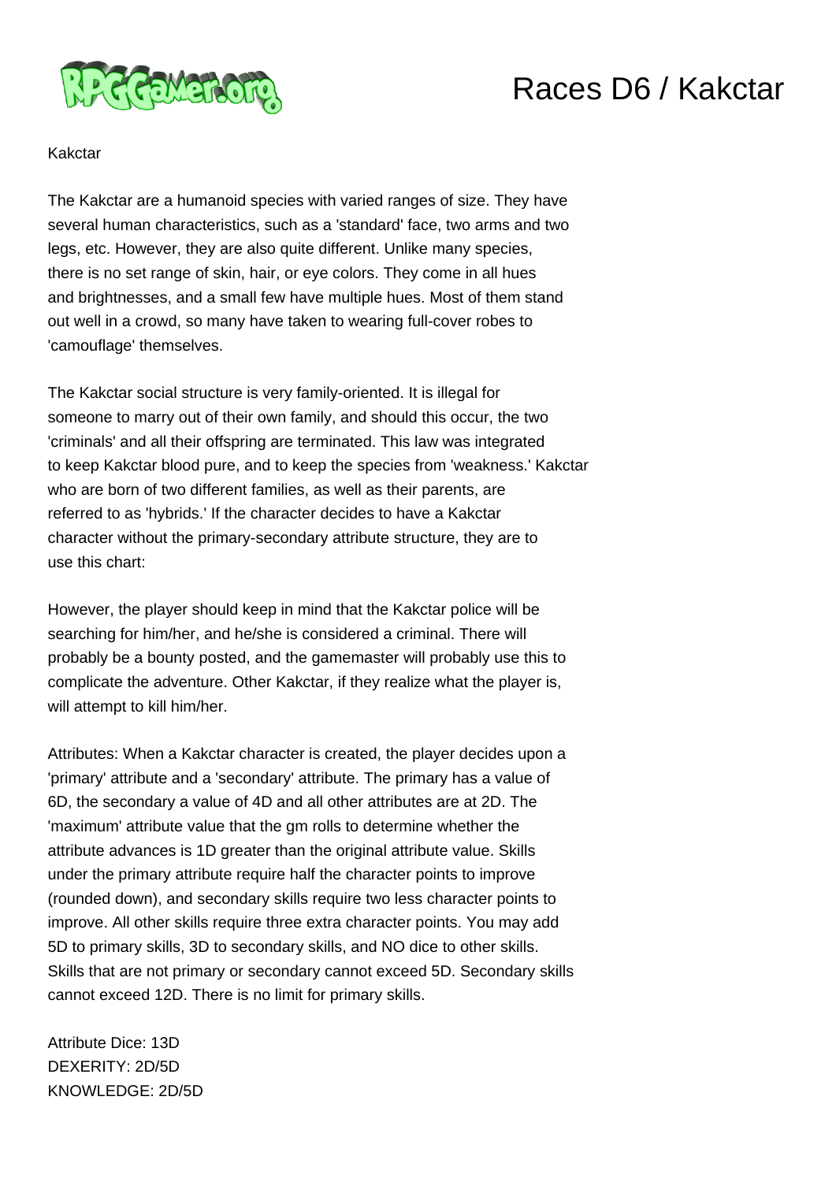# Races D6 / Kakctar

Kakctar

The Kakctar are a humanoid species with varied ranges of size. They have several human characteristics, such as a 'standard' face, two arms and two legs, etc. However, they are also quite different. Unlike many species, there is no set range of skin, hair, or eye colors. They come in all hues and brightnesses, and a small few have multiple hues. Most of them stand out well in a crowd, so many have taken to wearing full-cover robes to 'camouflage' themselves.

The Kakctar social structure is very family-oriented. It is illegal for someone to marry out of their own family, and should this occur, the two 'criminals' and all their offspring are terminated. This law was integrated to keep Kakctar blood pure, and to keep the species from 'weakness.' Kakctar who are born of two different families, as well as their parents, are referred to as 'hybrids.' If the character decides to have a Kakctar character without the primary-secondary attribute structure, they are to use this chart:

However, the player should keep in mind that the Kakctar police will be searching for him/her, and he/she is considered a criminal. There will probably be a bounty posted, and the gamemaster will probably use this to complicate the adventure. Other Kakctar, if they realize what the player is, will attempt to kill him/her.

Attributes: When a Kakctar character is created, the player decides upon a 'primary' attribute and a 'secondary' attribute. The primary has a value of 6D, the secondary a value of 4D and all other attributes are at 2D. The 'maximum' attribute value that the gm rolls to determine whether the attribute advances is 1D greater than the original attribute value. Skills under the primary attribute require half the character points to improve (rounded down), and secondary skills require two less character points to improve. All other skills require three extra character points. You may add 5D to primary skills, 3D to secondary skills, and NO dice to other skills. Skills that are not primary or secondary cannot exceed 5D. Secondary skills cannot exceed 12D. There is no limit for primary skills.

Attribute Dice: 13D
DEXERITY: 2D/5D
KNOWLEDGE: 2D/5D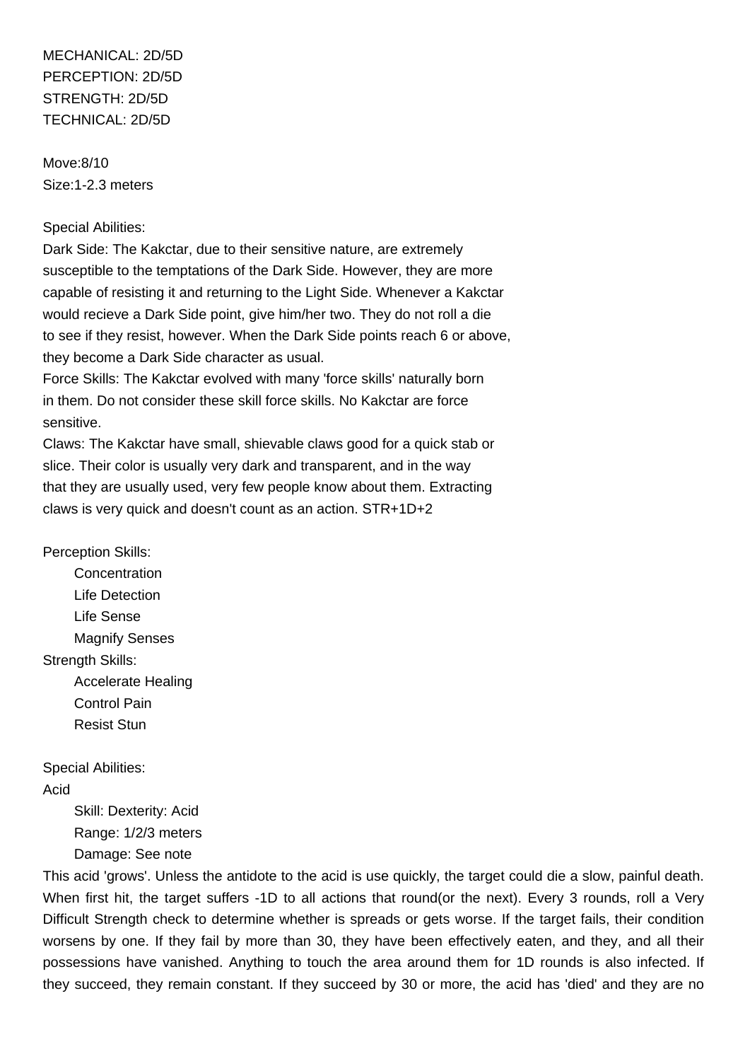MECHANICAL: 2D/5D
PERCEPTION: 2D/5D
STRENGTH: 2D/5D
TECHNICAL: 2D/5D

Move:8/10
Size:1-2.3 meters

Special Abilities:
Dark Side: The Kakctar, due to their sensitive nature, are extremely susceptible to the temptations of the Dark Side. However, they are more capable of resisting it and returning to the Light Side. Whenever a Kakctar would recieve a Dark Side point, give him/her two. They do not roll a die to see if they resist, however. When the Dark Side points reach 6 or above, they become a Dark Side character as usual.
Force Skills: The Kakctar evolved with many 'force skills' naturally born in them. Do not consider these skill force skills. No Kakctar are force sensitive.
Claws: The Kakctar have small, shievable claws good for a quick stab or slice. Their color is usually very dark and transparent, and in the way that they are usually used, very few people know about them. Extracting claws is very quick and doesn't count as an action. STR+1D+2

Perception Skills:
- Concentration
- Life Detection
- Life Sense
- Magnify Senses

Strength Skills:
- Accelerate Healing
- Control Pain
- Resist Stun

Special Abilities:
Acid
- Skill: Dexterity: Acid
- Range: 1/2/3 meters
- Damage: See note

This acid 'grows'. Unless the antidote to the acid is use quickly, the target could die a slow, painful death. When first hit, the target suffers -1D to all actions that round(or the next). Every 3 rounds, roll a Very Difficult Strength check to determine whether is spreads or gets worse. If the target fails, their condition worsens by one. If they fail by more than 30, they have been effectively eaten, and they, and all their possessions have vanished. Anything to touch the area around them for 1D rounds is also infected. If they succeed, they remain constant. If they succeed by 30 or more, the acid has 'died' and they are no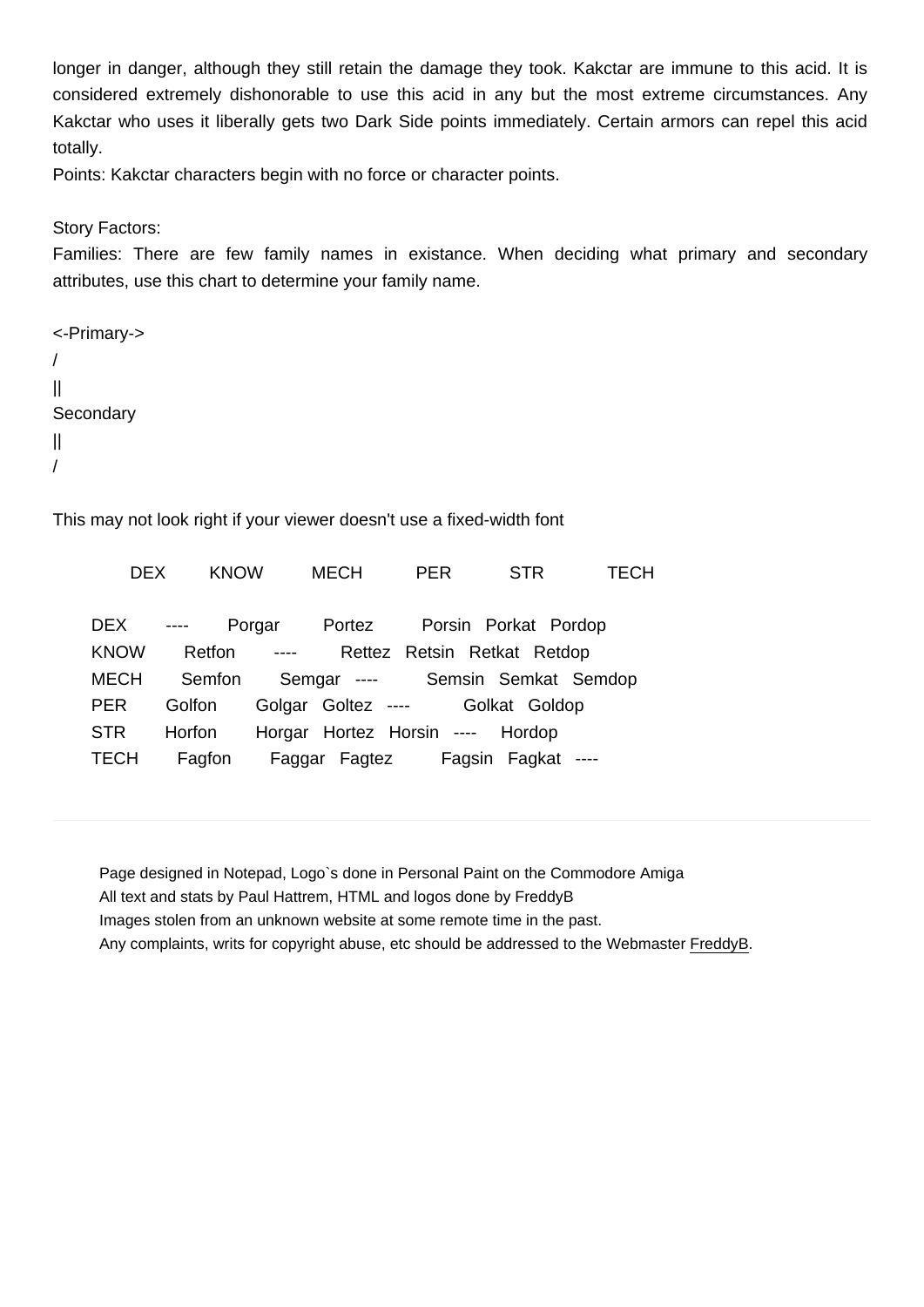longer in danger, although they still retain the damage they took. Kakctar are immune to this acid. It is considered extremely dishonorable to use this acid in any but the most extreme circumstances. Any Kakctar who uses it liberally gets two Dark Side points immediately. Certain armors can repel this acid totally.

Points: Kakctar characters begin with no force or character points.

Story Factors:

Families: There are few family names in existance. When deciding what primary and secondary attributes, use this chart to determine your family name.

<-Primary->
/
||
Secondary
||
/

This may not look right if your viewer doesn't use a fixed-width font

| | DEX | KNOW | MECH | PER | STR | TECH |
|---|---|---|---|---|---|---|
| DEX | ---- | Porgar | Portez | Porsin | Porkat | Pordop |
| KNOW | Retfon | ---- | Rettez | Retsin | Retkat | Retdop |
| MECH | Semfon | Semgar | ---- | Semsin | Semkat | Semdop |
| PER | Golfon | Golgar | Goltez | ---- | Golkat | Goldop |
| STR | Horfon | Horgar | Hortez | Horsin | ---- | Hordop |
| TECH | Fagfon | Faggar | Fagtez | Fagsin | Fagkat | ---- |

---

Page designed in Notepad, Logo`s done in Personal Paint on the Commodore Amiga
All text and stats by Paul Hattrem, HTML and logos done by FreddyB
Images stolen from an unknown website at some remote time in the past.
Any complaints, writs for copyright abuse, etc should be addressed to the Webmaster FreddyB.